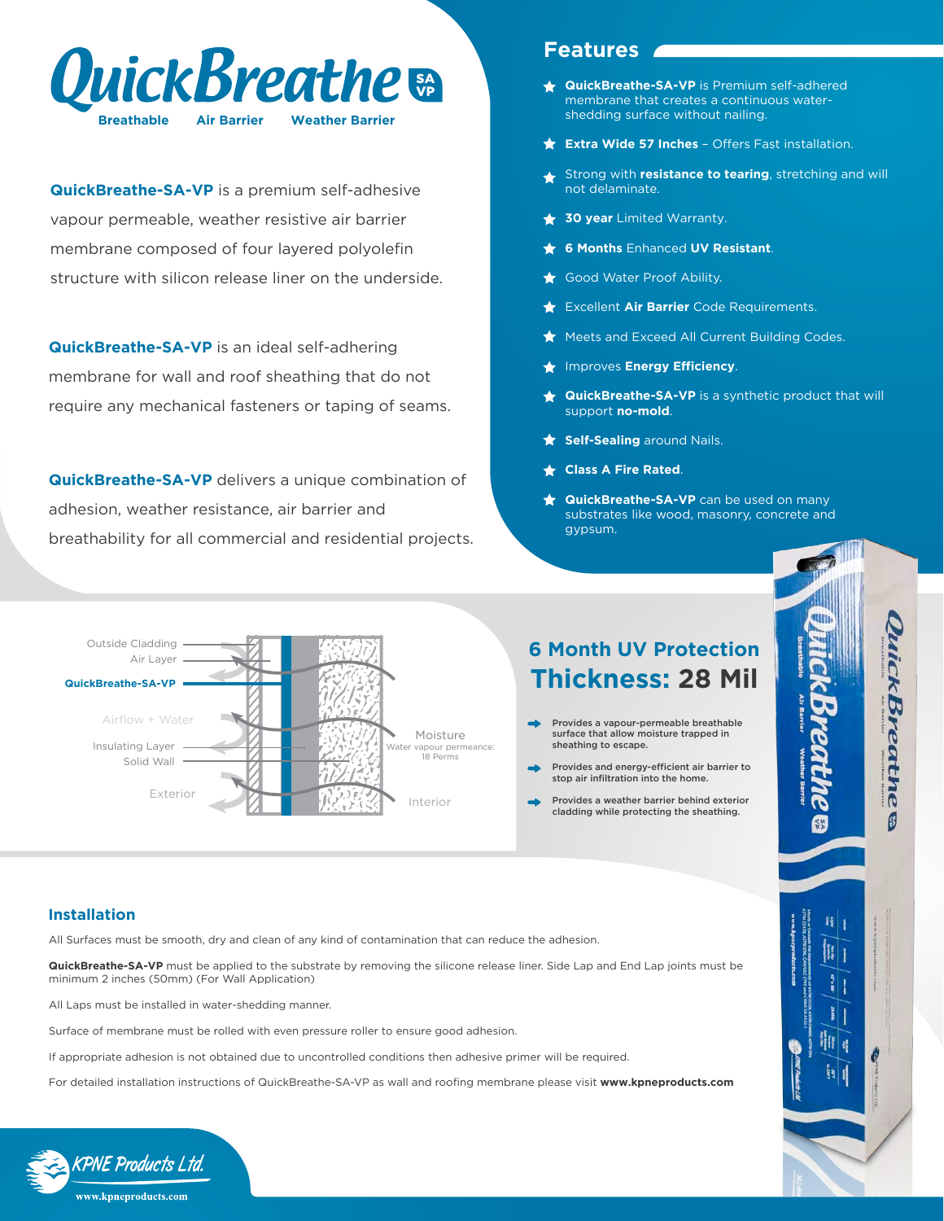# QuickBreathe SA VP

Breathable   Air Barrier   Weather Barrier

**QuickBreathe-SA-VP** is a premium self-adhesive vapour permeable, weather resistive air barrier membrane composed of four layered polyolefin structure with silicon release liner on the underside.

**QuickBreathe-SA-VP** is an ideal self-adhering membrane for wall and roof sheathing that do not require any mechanical fasteners or taping of seams.

**QuickBreathe-SA-VP** delivers a unique combination of adhesion, weather resistance, air barrier and breathability for all commercial and residential projects.

## Features

- **QuickBreathe-SA-VP** is Premium self-adhered membrane that creates a continuous water-shedding surface without nailing.
- **Extra Wide 57 Inches** – Offers Fast installation.
- Strong with **resistance to tearing**, stretching and will not delaminate.
- **30 year** Limited Warranty.
- **6 Months** Enhanced **UV Resistant**.
- Good Water Proof Ability.
- Excellent **Air Barrier** Code Requirements.
- Meets and Exceed All Current Building Codes.
- Improves **Energy Efficiency**.
- **QuickBreathe-SA-VP** is a synthetic product that will support **no-mold**.
- **Self-Sealing** around Nails.
- **Class A Fire Rated**.
- **QuickBreathe-SA-VP** can be used on many substrates like wood, masonry, concrete and gypsum.

Outside Cladding
Air Layer
**QuickBreathe-SA-VP**
Airflow + Water
Insulating Layer
Solid Wall
Exterior
Moisture
Water vapour permeance: 18 Perms
Interior

## 6 Month UV Protection

## Thickness: 28 Mil

- Provides a vapour-permeable breathable surface that allow moisture trapped in sheathing to escape.
- Provides and energy-efficient air barrier to stop air infiltration into the home.
- Provides a weather barrier behind exterior cladding while protecting the sheathing.

## Installation

All Surfaces must be smooth, dry and clean of any kind of contamination that can reduce the adhesion.

**QuickBreathe-SA-VP** must be applied to the substrate by removing the silicone release liner. Side Lap and End Lap joints must be minimum 2 inches (50mm) (For Wall Application)

All Laps must be installed in water-shedding manner.

Surface of membrane must be rolled with even pressure roller to ensure good adhesion.

If appropriate adhesion is not obtained due to uncontrolled conditions then adhesive primer will be required.

For detailed installation instructions of QuickBreathe-SA-VP as wall and roofing membrane please visit **www.kpneproducts.com**

KPNE Products Ltd.
www.kpneproducts.com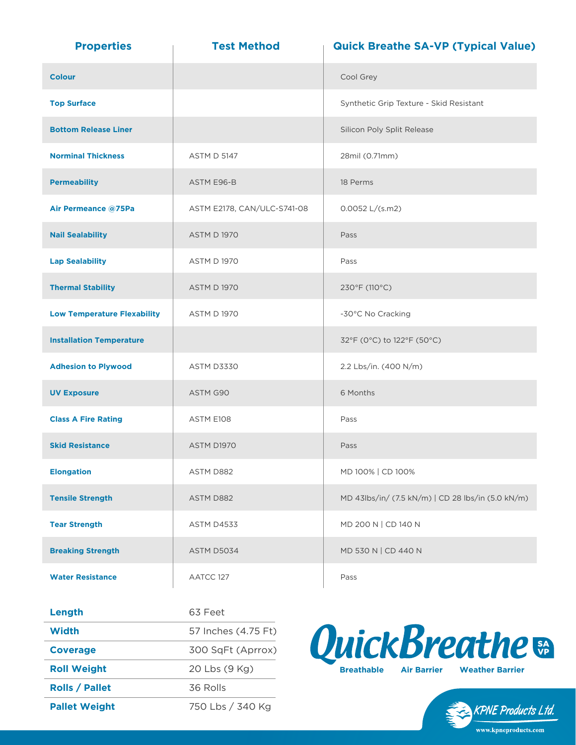| Properties | Test Method | Quick Breathe SA-VP (Typical Value) |
|---|---|---|
| **Colour** | | Cool Grey |
| **Top Surface** | | Synthetic Grip Texture - Skid Resistant |
| **Bottom Release Liner** | | Silicon Poly Split Release |
| **Norminal Thickness** | ASTM D 5147 | 28mil (0.71mm) |
| **Permeability** | ASTM E96-B | 18 Perms |
| **Air Permeance @75Pa** | ASTM E2178, CAN/ULC-S741-08 | 0.0052 L/(s.m2) |
| **Nail Sealability** | ASTM D 1970 | Pass |
| **Lap Sealability** | ASTM D 1970 | Pass |
| **Thermal Stability** | ASTM D 1970 | 230°F (110°C) |
| **Low Temperature Flexability** | ASTM D 1970 | -30°C No Cracking |
| **Installation Temperature** | | 32°F (0°C) to 122°F (50°C) |
| **Adhesion to Plywood** | ASTM D3330 | 2.2 Lbs/in. (400 N/m) |
| **UV Exposure** | ASTM G90 | 6 Months |
| **Class A Fire Rating** | ASTM E108 | Pass |
| **Skid Resistance** | ASTM D1970 | Pass |
| **Elongation** | ASTM D882 | MD 100% \| CD 100% |
| **Tensile Strength** | ASTM D882 | MD 43lbs/in/ (7.5 kN/m) \| CD 28 lbs/in (5.0 kN/m) |
| **Tear Strength** | ASTM D4533 | MD 200 N \| CD 140 N |
| **Breaking Strength** | ASTM D5034 | MD 530 N \| CD 440 N |
| **Water Resistance** | AATCC 127 | Pass |

| | |
|---|---|
| **Length** | 63 Feet |
| **Width** | 57 Inches (4.75 Ft) |
| **Coverage** | 300 SqFt (Aprrox) |
| **Roll Weight** | 20 Lbs (9 Kg) |
| **Rolls / Pallet** | 36 Rolls |
| **Pallet Weight** | 750 Lbs / 340 Kg |

QuickBreathe SA VP

Breathable Air Barrier Weather Barrier

KPNE Products Ltd.

www.kpneproducts.com